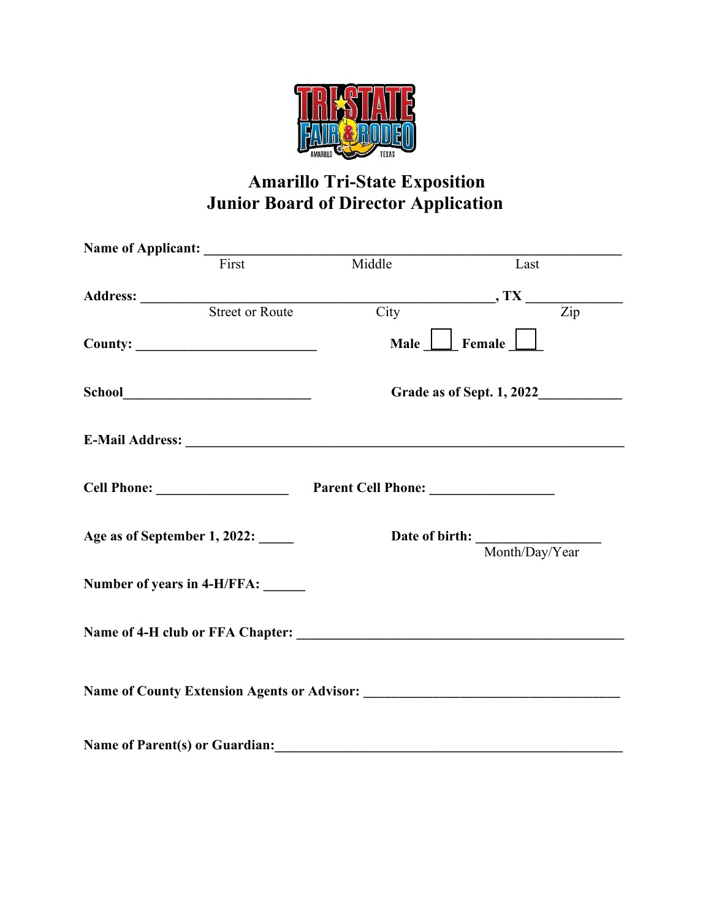# Amarillo Tri-State Exposition
# Junior Board of Director Application

**Name of Applicant:** ______________________________________________________________
First Middle Last

**Address:** ___________________________________________________, **TX** _____________
Street or Route City Zip

**County:** __________________________ **Male** ☐ **Female** ☐

**School**___________________________ **Grade as of Sept. 1, 2022**____________

**E-Mail Address:** _______________________________________________________________

**Cell Phone:** ___________________ **Parent Cell Phone:** __________________

**Age as of September 1, 2022:** _____ **Date of birth:** _________________
Month/Day/Year

**Number of years in 4-H/FFA:** ______

**Name of 4-H club or FFA Chapter:** _____________________________________________

**Name of County Extension Agents or Advisor:** _____________________________________

**Name of Parent(s) or Guardian:**_______________________________________________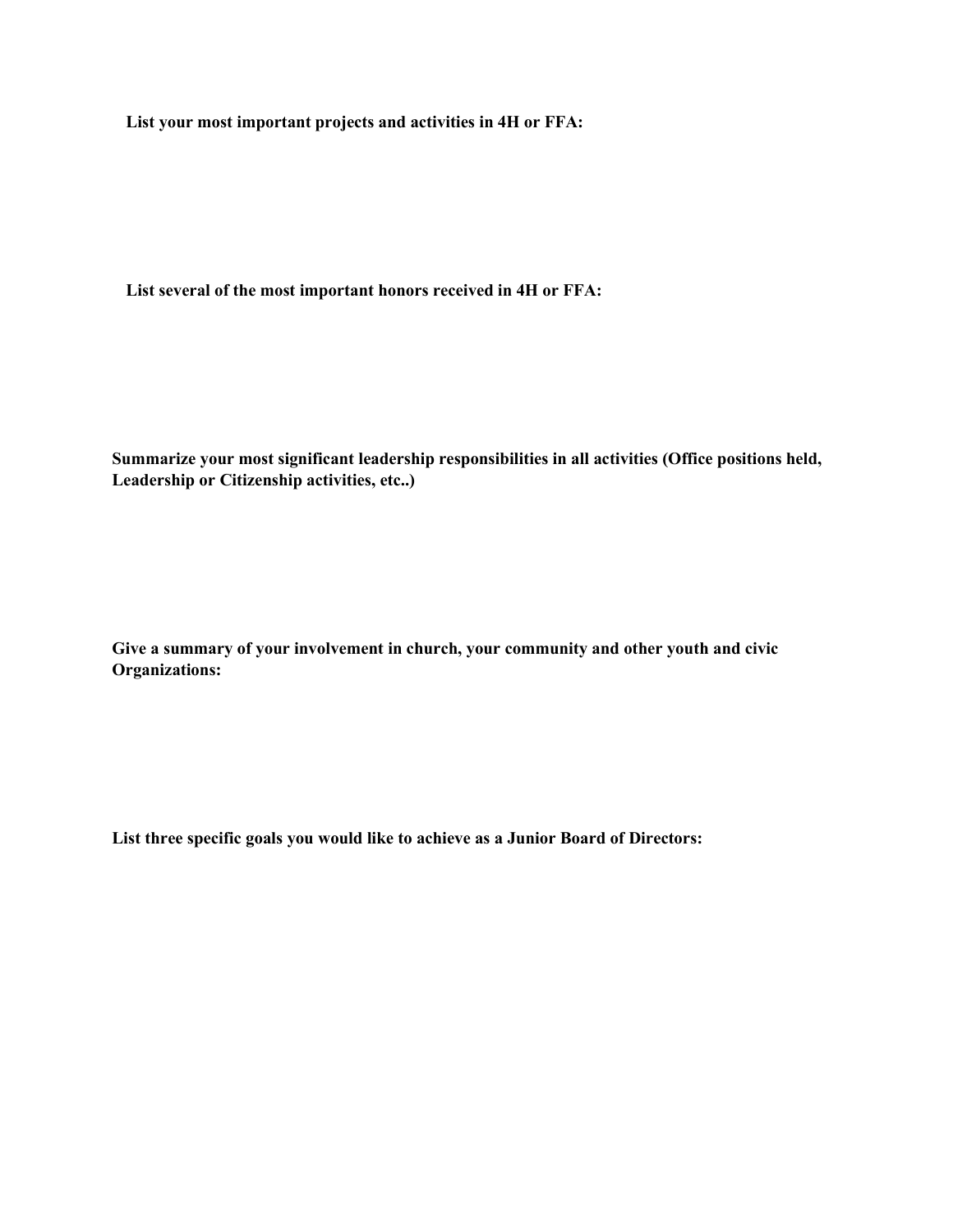**List your most important projects and activities in 4H or FFA:**

**List several of the most important honors received in 4H or FFA:**

**Summarize your most significant leadership responsibilities in all activities (Office positions held, Leadership or Citizenship activities, etc..)**

**Give a summary of your involvement in church, your community and other youth and civic Organizations:**

**List three specific goals you would like to achieve as a Junior Board of Directors:**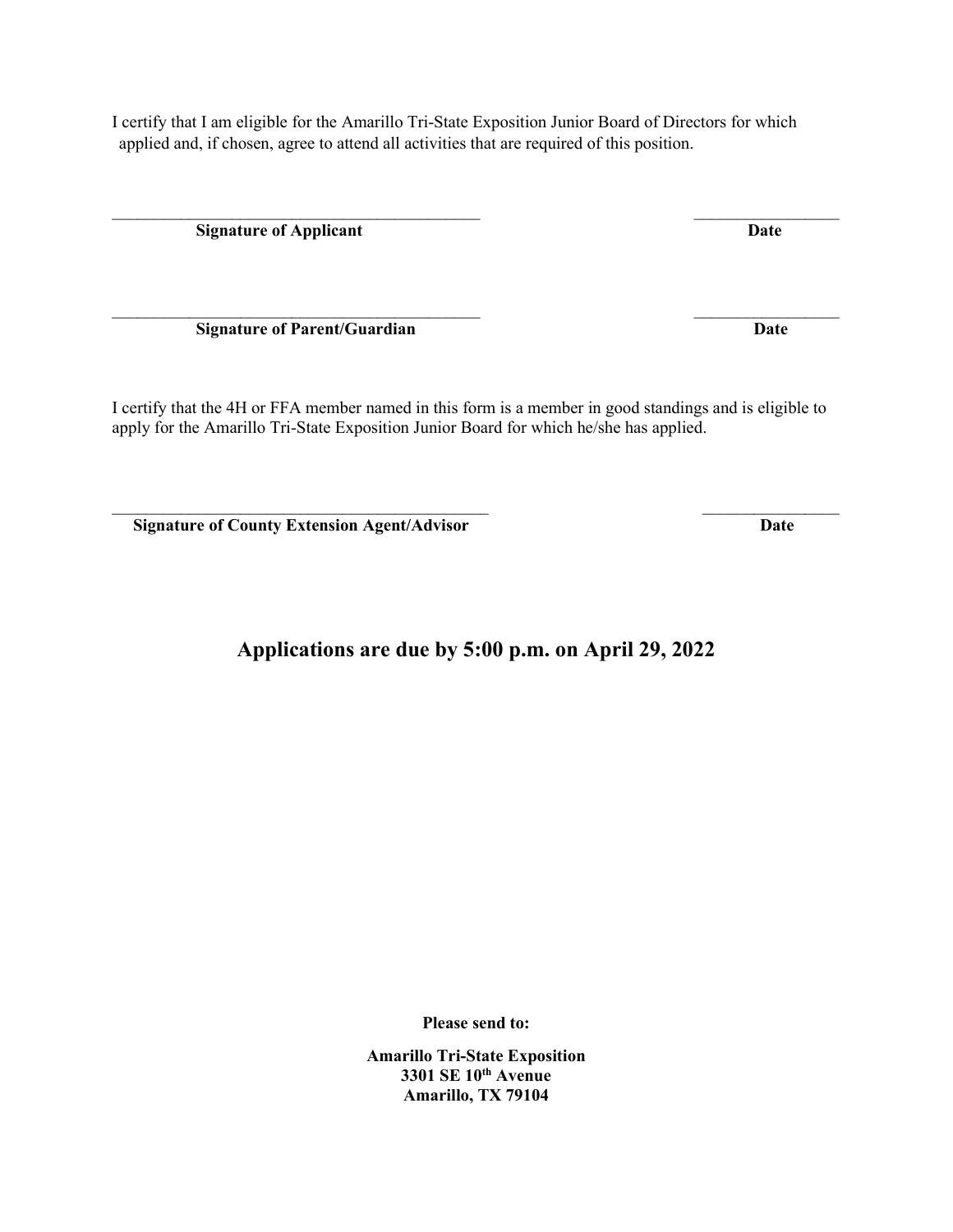I certify that I am eligible for the Amarillo Tri-State Exposition Junior Board of Directors for which applied and, if chosen, agree to attend all activities that are required of this position.

______________________________________________ ________________
**Signature of Applicant** **Date**

______________________________________________ ________________
**Signature of Parent/Guardian** **Date**

I certify that the 4H or FFA member named in this form is a member in good standings and is eligible to apply for the Amarillo Tri-State Exposition Junior Board for which he/she has applied.

______________________________________________ ________________
**Signature of County Extension Agent/Advisor** **Date**

## Applications are due by 5:00 p.m. on April 29, 2022

**Please send to:**

**Amarillo Tri-State Exposition**
**3301 SE 10th Avenue**
**Amarillo, TX 79104**